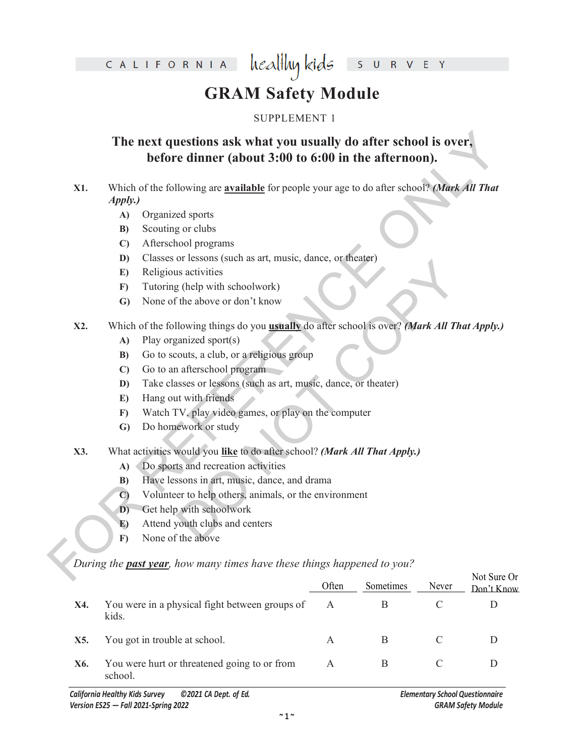CALIFORNIA healthy kids SURVEY

# GRAM Safety Module

SUPPLEMENT 1

## The next questions ask what you usually do after school is over, before dinner (about 3:00 to 6:00 in the afternoon).

**X1.** Which of the following are **available** for people your age to do after school? ***(Mark All That Apply.)***

- **A)** Organized sports
- **B)** Scouting or clubs
- **C)** Afterschool programs
- **D)** Classes or lessons (such as art, music, dance, or theater)
- **E)** Religious activities
- **F)** Tutoring (help with schoolwork)
- **G)** None of the above or don't know

**X2.** Which of the following things do you **usually** do after school is over? ***(Mark All That Apply.)***

- **A)** Play organized sport(s)
- **B)** Go to scouts, a club, or a religious group
- **C)** Go to an afterschool program
- **D)** Take classes or lessons (such as art, music, dance, or theater)
- **E)** Hang out with friends
- **F)** Watch TV, play video games, or play on the computer
- **G)** Do homework or study

**X3.** What activities would you **like** to do after school? ***(Mark All That Apply.)***

- **A)** Do sports and recreation activities
- **B)** Have lessons in art, music, dance, and drama
- **C)** Volunteer to help others, animals, or the environment
- **D)** Get help with schoolwork
- **E)** Attend youth clubs and centers
- **F)** None of the above

*During the **past year**, how many times have these things happened to you?*

| | | Often | Sometimes | Never | Not Sure Or Don't Know |
|---|---|---|---|---|---|
| **X4.** | You were in a physical fight between groups of kids. | A | B | C | D |
| **X5.** | You got in trouble at school. | A | B | C | D |
| **X6.** | You were hurt or threatened going to or from school. | A | B | C | D |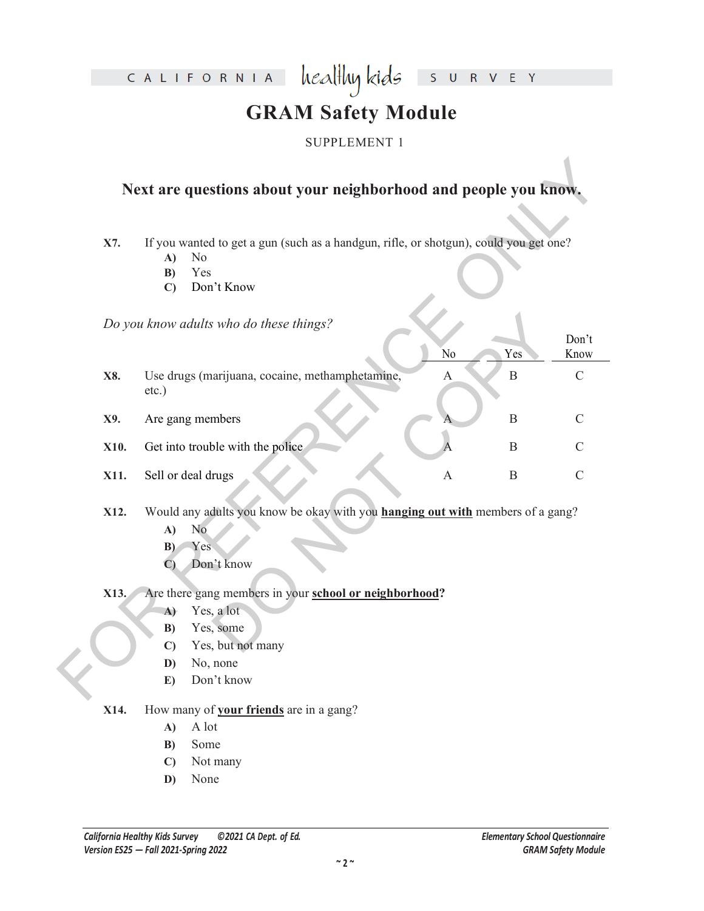# GRAM Safety Module

SUPPLEMENT 1

## Next are questions about your neighborhood and people you know.

**X7.** If you wanted to get a gun (such as a handgun, rifle, or shotgun), could you get one?

- **A)** No
- **B)** Yes
- **C)** Don't Know

*Do you know adults who do these things?*

| | | No | Yes | Don't Know |
|---|---|---|---|---|
| **X8.** | Use drugs (marijuana, cocaine, methamphetamine, etc.) | A | B | C |
| **X9.** | Are gang members | A | B | C |
| **X10.** | Get into trouble with the police | A | B | C |
| **X11.** | Sell or deal drugs | A | B | C |

**X12.** Would any adults you know be okay with you **hanging out with** members of a gang?

- **A)** No
- **B)** Yes
- **C)** Don't know

**X13.** Are there gang members in your **school or neighborhood**?

- **A)** Yes, a lot
- **B)** Yes, some
- **C)** Yes, but not many
- **D)** No, none
- **E)** Don't know

**X14.** How many of **your friends** are in a gang?

- **A)** A lot
- **B)** Some
- **C)** Not many
- **D)** None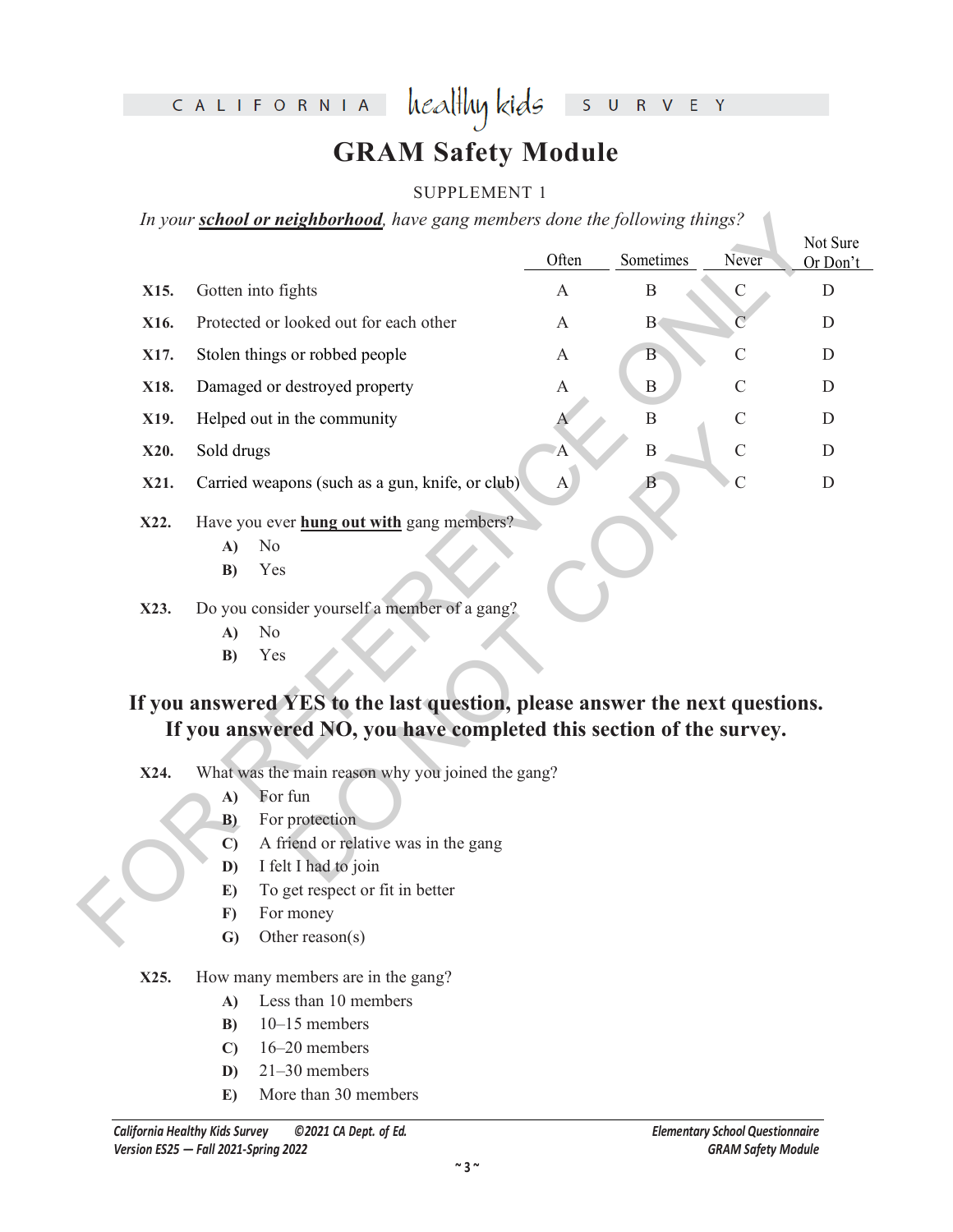CALIFORNIA healthy kids SURVEY

# GRAM Safety Module

SUPPLEMENT 1

*In your **school or neighborhood**, have gang members done the following things?*

| | | Often | Sometimes | Never | Not Sure Or Don't |
|---|---|---|---|---|---|
| **X15.** | Gotten into fights | A | B | C | D |
| **X16.** | Protected or looked out for each other | A | B | C | D |
| **X17.** | Stolen things or robbed people | A | B | C | D |
| **X18.** | Damaged or destroyed property | A | B | C | D |
| **X19.** | Helped out in the community | A | B | C | D |
| **X20.** | Sold drugs | A | B | C | D |
| **X21.** | Carried weapons (such as a gun, knife, or club) | A | B | C | D |

**X22.** Have you ever **hung out with** gang members?

- **A)** No
- **B)** Yes

**X23.** Do you consider yourself a member of a gang?

- **A)** No
- **B)** Yes

**If you answered YES to the last question, please answer the next questions. If you answered NO, you have completed this section of the survey.**

**X24.** What was the main reason why you joined the gang?

- **A)** For fun
- **B)** For protection
- **C)** A friend or relative was in the gang
- **D)** I felt I had to join
- **E)** To get respect or fit in better
- **F)** For money
- **G)** Other reason(s)

**X25.** How many members are in the gang?

- **A)** Less than 10 members
- **B)** 10–15 members
- **C)** 16–20 members
- **D)** 21–30 members
- **E)** More than 30 members